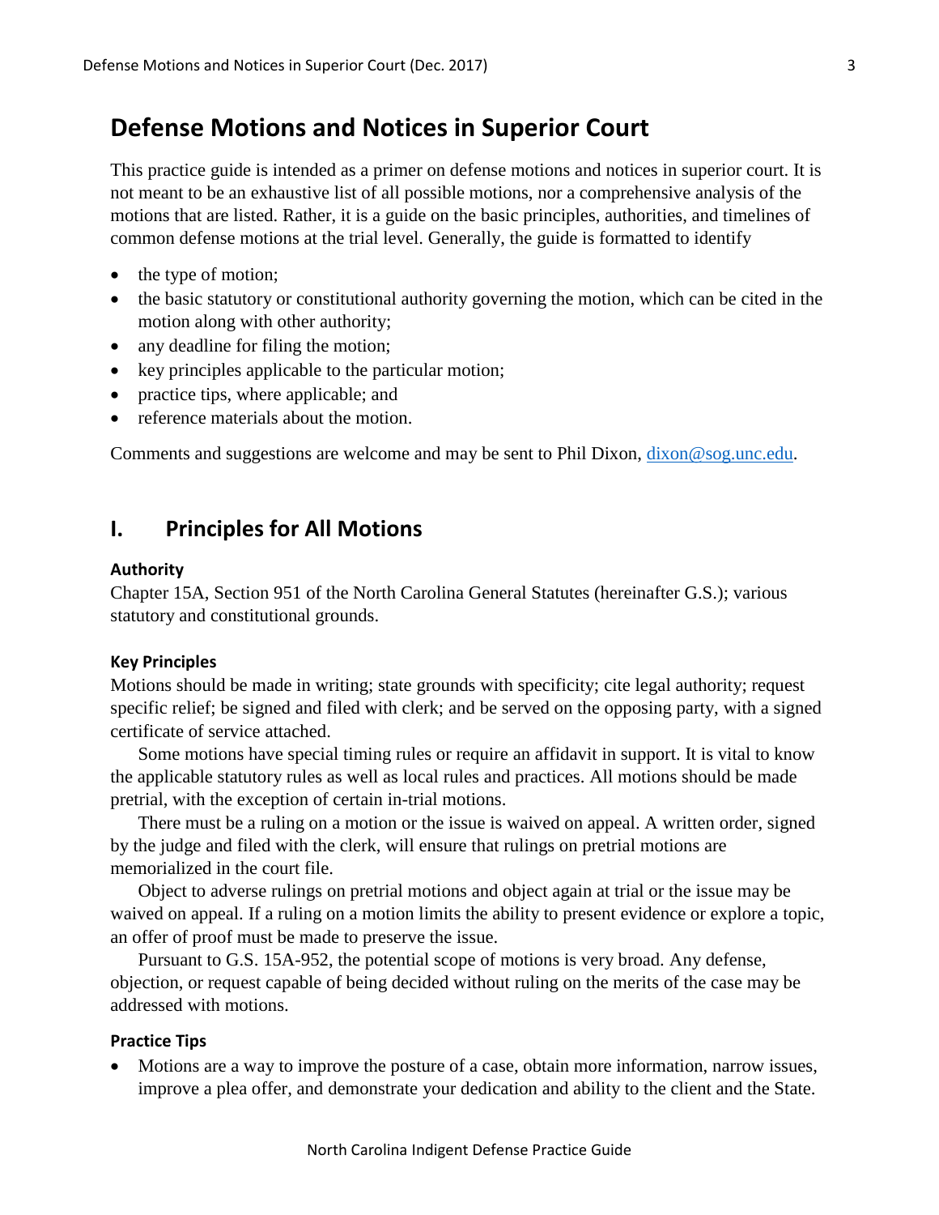# Defense Motions and Notices in Superior Court

This practice guide is intended as a primer on defense motions and notices in superior court. It is not meant to be an exhaustive list of all possible motions, nor a comprehensive analysis of the motions that are listed. Rather, it is a guide on the basic principles, authorities, and timelines of common defense motions at the trial level. Generally, the guide is formatted to identify

- the type of motion;
- the basic statutory or constitutional authority governing the motion, which can be cited in the motion along with other authority;
- any deadline for filing the motion;
- key principles applicable to the particular motion;
- practice tips, where applicable; and
- reference materials about the motion.

Comments and suggestions are welcome and may be sent to Phil Dixon, [dixon@sog.unc.edu](mailto:dixon@sog.unc.edu).

## I. Principles for All Motions

### Authority

Chapter 15A, Section 951 of the North Carolina General Statutes (hereinafter G.S.); various statutory and constitutional grounds.

### Key Principles

Motions should be made in writing; state grounds with specificity; cite legal authority; request specific relief; be signed and filed with clerk; and be served on the opposing party, with a signed certificate of service attached.

Some motions have special timing rules or require an affidavit in support. It is vital to know the applicable statutory rules as well as local rules and practices. All motions should be made pretrial, with the exception of certain in-trial motions.

There must be a ruling on a motion or the issue is waived on appeal. A written order, signed by the judge and filed with the clerk, will ensure that rulings on pretrial motions are memorialized in the court file.

Object to adverse rulings on pretrial motions and object again at trial or the issue may be waived on appeal. If a ruling on a motion limits the ability to present evidence or explore a topic, an offer of proof must be made to preserve the issue.

Pursuant to G.S. 15A-952, the potential scope of motions is very broad. Any defense, objection, or request capable of being decided without ruling on the merits of the case may be addressed with motions.

### Practice Tips

- Motions are a way to improve the posture of a case, obtain more information, narrow issues, improve a plea offer, and demonstrate your dedication and ability to the client and the State.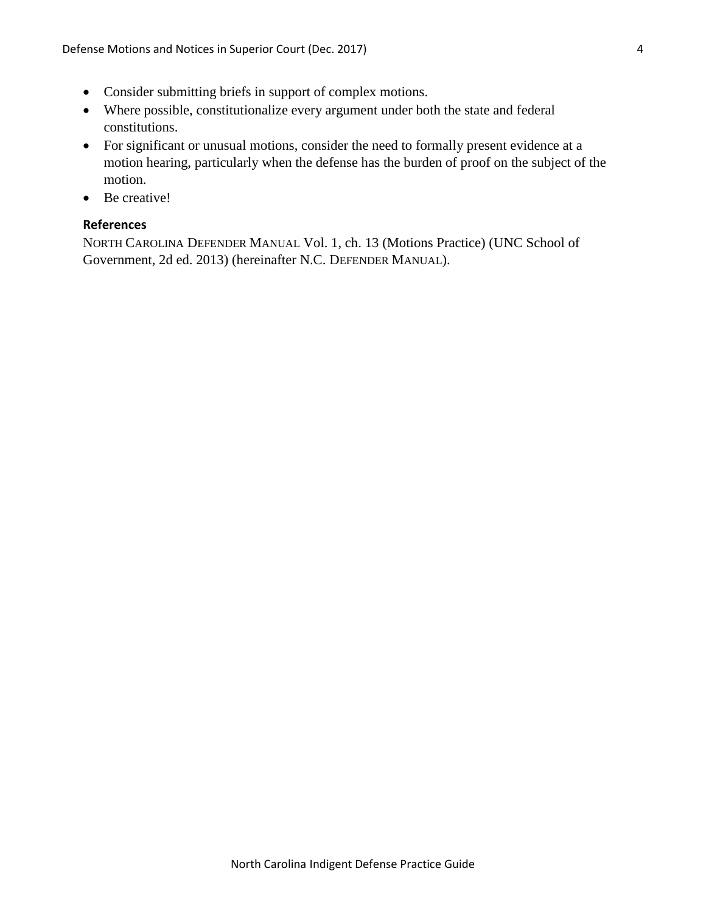- Consider submitting briefs in support of complex motions.
- Where possible, constitutionalize every argument under both the state and federal constitutions.
- For significant or unusual motions, consider the need to formally present evidence at a motion hearing, particularly when the defense has the burden of proof on the subject of the motion.
- Be creative!

**References**

NORTH CAROLINA DEFENDER MANUAL Vol. 1, ch. 13 (Motions Practice) (UNC School of Government, 2d ed. 2013) (hereinafter N.C. DEFENDER MANUAL).